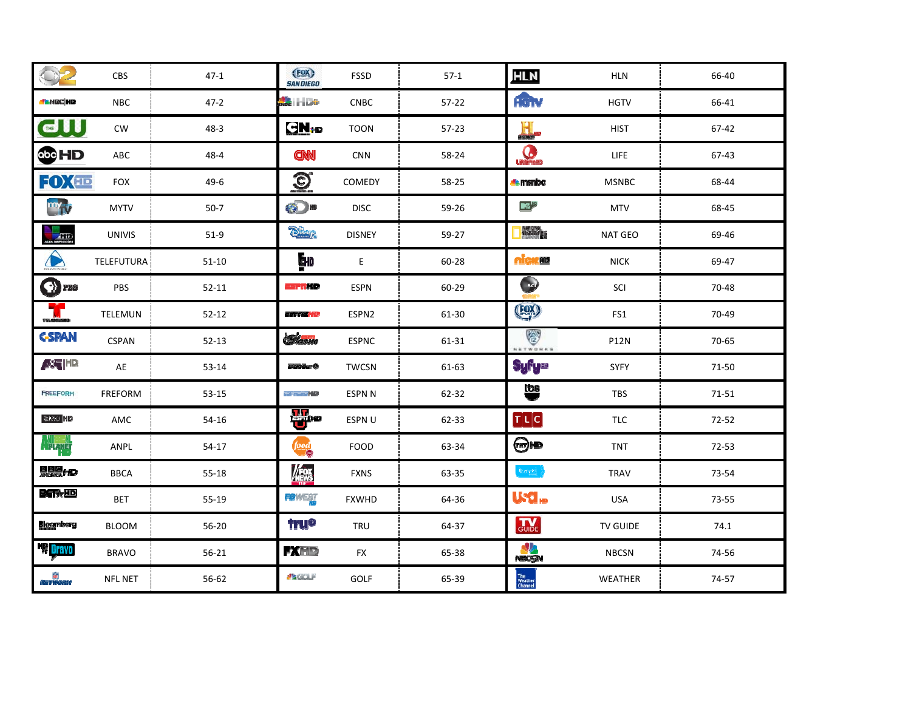| Logo | Channel | Number | Logo | Channel | Number | Logo | Channel | Number |
|---|---|---|---|---|---|---|---|---|
| | CBS | 47-1 | | FSSD | 57-1 | | HLN | 66-40 |
| | NBC | 47-2 | | CNBC | 57-22 | | HGTV | 66-41 |
| | CW | 48-3 | | TOON | 57-23 | | HIST | 67-42 |
| | ABC | 48-4 | | CNN | 58-24 | | LIFE | 67-43 |
| | FOX | 49-6 | | COMEDY | 58-25 | | MSNBC | 68-44 |
| | MYTV | 50-7 | | DISC | 59-26 | | MTV | 68-45 |
| | UNIVIS | 51-9 | | DISNEY | 59-27 | | NAT GEO | 69-46 |
| | TELEFUTURA | 51-10 | | E | 60-28 | | NICK | 69-47 |
| | PBS | 52-11 | | ESPN | 60-29 | | SCI | 70-48 |
| | TELEMUN | 52-12 | | ESPN2 | 61-30 | | FS1 | 70-49 |
| | CSPAN | 52-13 | | ESPNC | 61-31 | | P12N | 70-65 |
| | AE | 53-14 | | TWCSN | 61-63 | | SYFY | 71-50 |
| | FREFORM | 53-15 | | ESPN N | 62-32 | | TBS | 71-51 |
| | AMC | 54-16 | | ESPN U | 62-33 | | TLC | 72-52 |
| | ANPL | 54-17 | | FOOD | 63-34 | | TNT | 72-53 |
| | BBCA | 55-18 | | FXNS | 63-35 | | TRAV | 73-54 |
| | BET | 55-19 | | FXWHD | 64-36 | | USA | 73-55 |
| | BLOOM | 56-20 | | TRU | 64-37 | | TV GUIDE | 74.1 |
| | BRAVO | 56-21 | | FX | 65-38 | | NBCSN | 74-56 |
| | NFL NET | 56-62 | | GOLF | 65-39 | | WEATHER | 74-57 |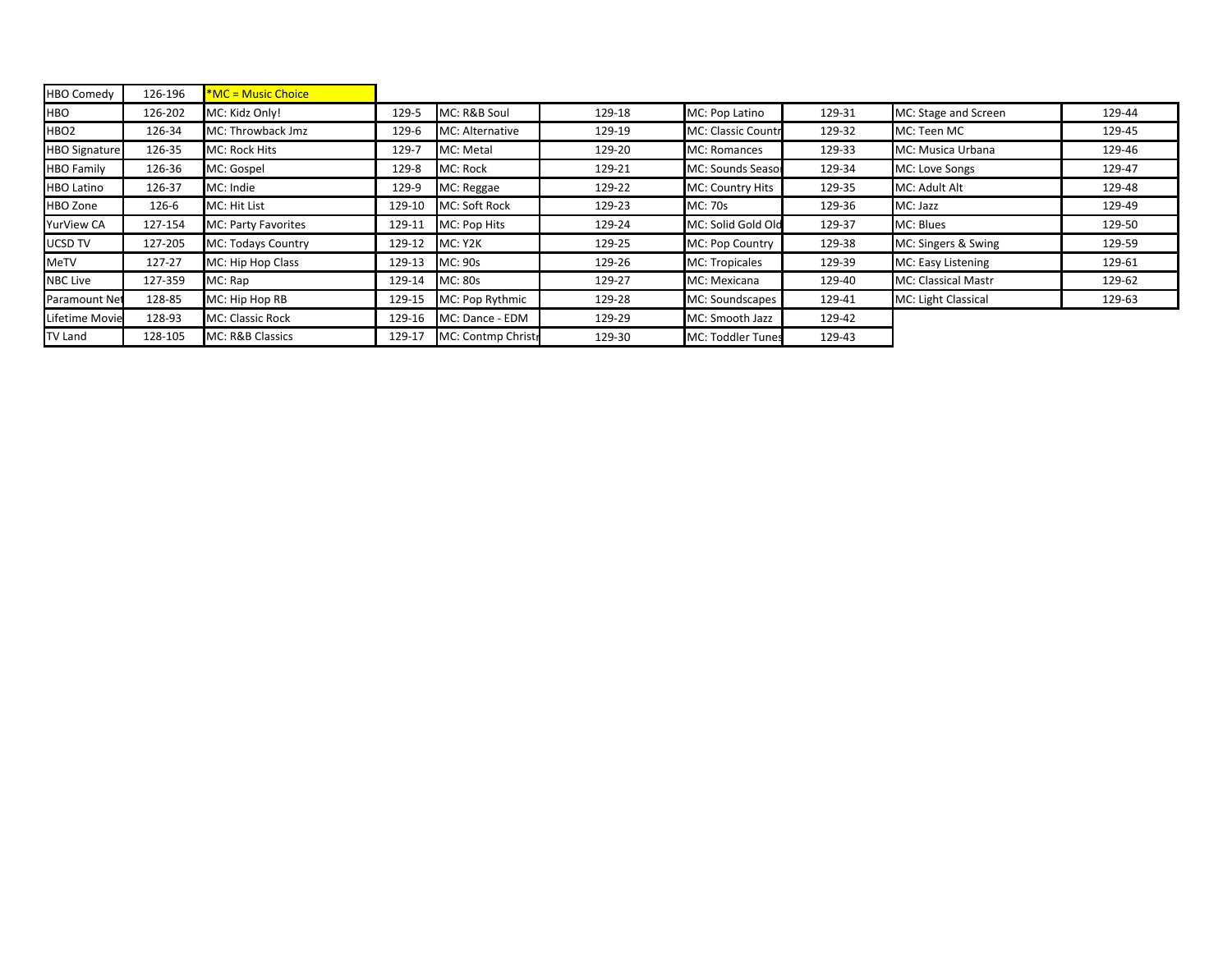| | | | | | | | | | |
|---|---|---|---|---|---|---|---|---|---|
| HBO Comedy | 126-196 | *MC = Music Choice | | | | | | | |
| HBO | 126-202 | MC: Kidz Only! | 129-5 | MC: R&B Soul | 129-18 | MC: Pop Latino | 129-31 | MC: Stage and Screen | 129-44 |
| HBO2 | 126-34 | MC: Throwback Jmz | 129-6 | MC: Alternative | 129-19 | MC: Classic Countr | 129-32 | MC: Teen MC | 129-45 |
| HBO Signature | 126-35 | MC: Rock Hits | 129-7 | MC: Metal | 129-20 | MC: Romances | 129-33 | MC: Musica Urbana | 129-46 |
| HBO Family | 126-36 | MC: Gospel | 129-8 | MC: Rock | 129-21 | MC: Sounds Seaso | 129-34 | MC: Love Songs | 129-47 |
| HBO Latino | 126-37 | MC: Indie | 129-9 | MC: Reggae | 129-22 | MC: Country Hits | 129-35 | MC: Adult Alt | 129-48 |
| HBO Zone | 126-6 | MC: Hit List | 129-10 | MC: Soft Rock | 129-23 | MC: 70s | 129-36 | MC: Jazz | 129-49 |
| YurView CA | 127-154 | MC: Party Favorites | 129-11 | MC: Pop Hits | 129-24 | MC: Solid Gold Old | 129-37 | MC: Blues | 129-50 |
| UCSD TV | 127-205 | MC: Todays Country | 129-12 | MC: Y2K | 129-25 | MC: Pop Country | 129-38 | MC: Singers & Swing | 129-59 |
| MeTV | 127-27 | MC: Hip Hop Class | 129-13 | MC: 90s | 129-26 | MC: Tropicales | 129-39 | MC: Easy Listening | 129-61 |
| NBC Live | 127-359 | MC: Rap | 129-14 | MC: 80s | 129-27 | MC: Mexicana | 129-40 | MC: Classical Mastr | 129-62 |
| Paramount Net | 128-85 | MC: Hip Hop RB | 129-15 | MC: Pop Rythmic | 129-28 | MC: Soundscapes | 129-41 | MC: Light Classical | 129-63 |
| Lifetime Movie | 128-93 | MC: Classic Rock | 129-16 | MC: Dance - EDM | 129-29 | MC: Smooth Jazz | 129-42 | | |
| TV Land | 128-105 | MC: R&B Classics | 129-17 | MC: Contmp Christ | 129-30 | MC: Toddler Tunes | 129-43 | | |